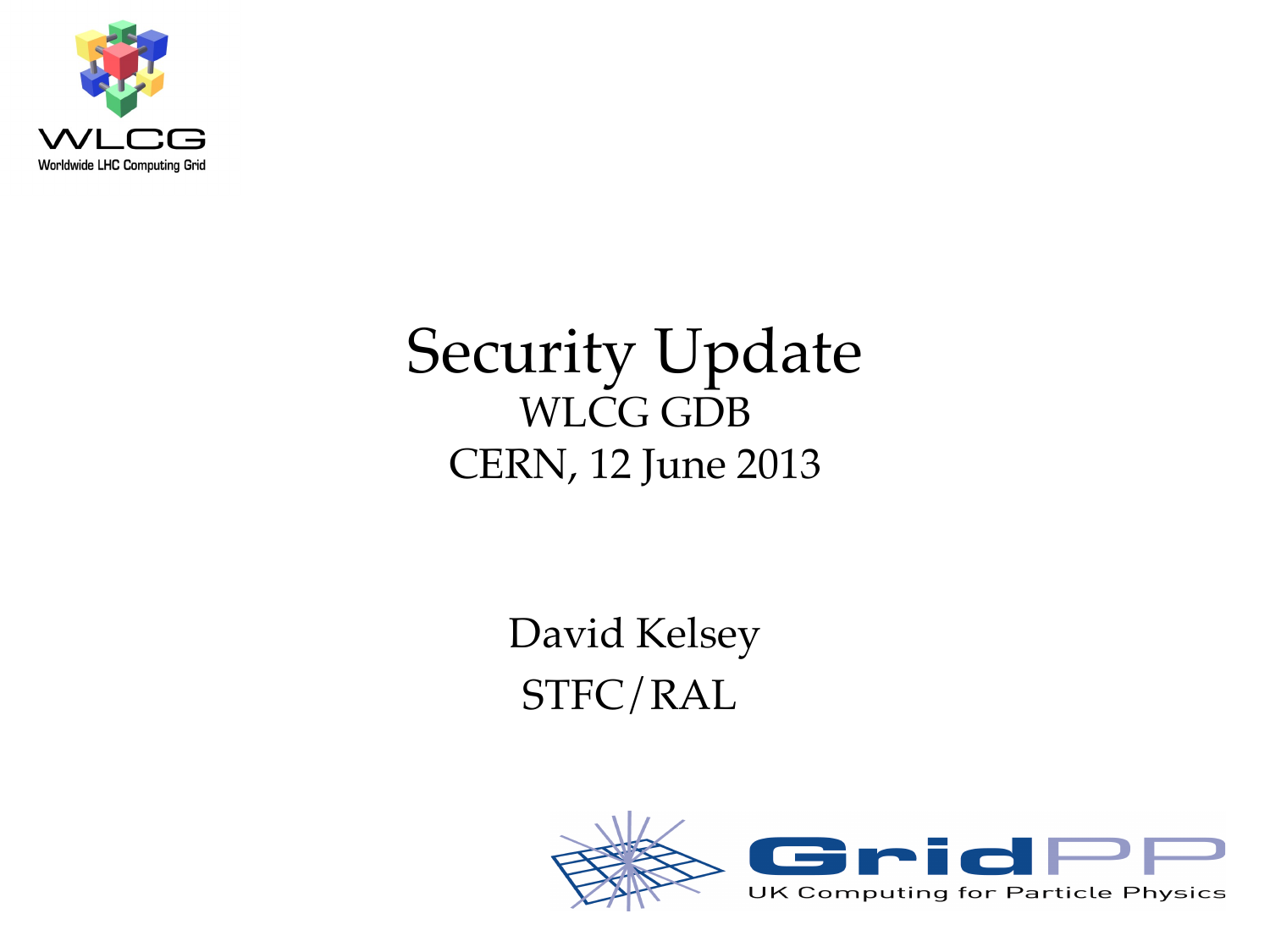# Security Update

WLCG GDB

CERN, 12 June 2013

David Kelsey

STFC/RAL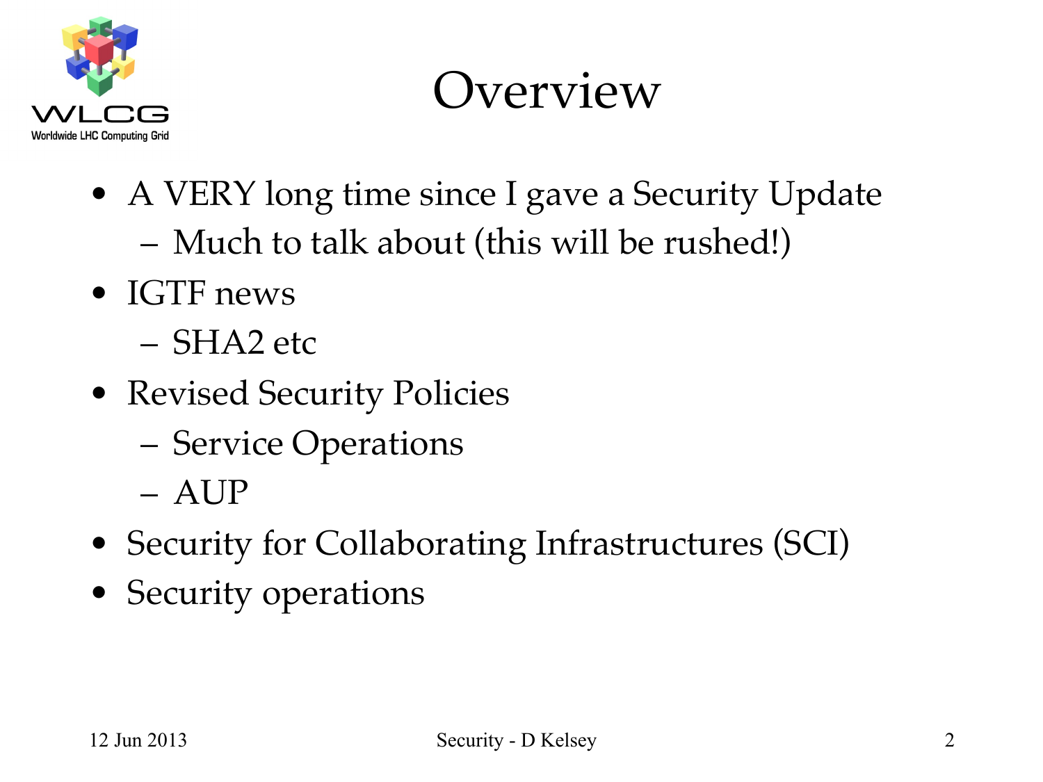# Overview

- A VERY long time since I gave a Security Update
  - Much to talk about (this will be rushed!)
- IGTF news
  - SHA2 etc
- Revised Security Policies
  - Service Operations
  - AUP
- Security for Collaborating Infrastructures (SCI)
- Security operations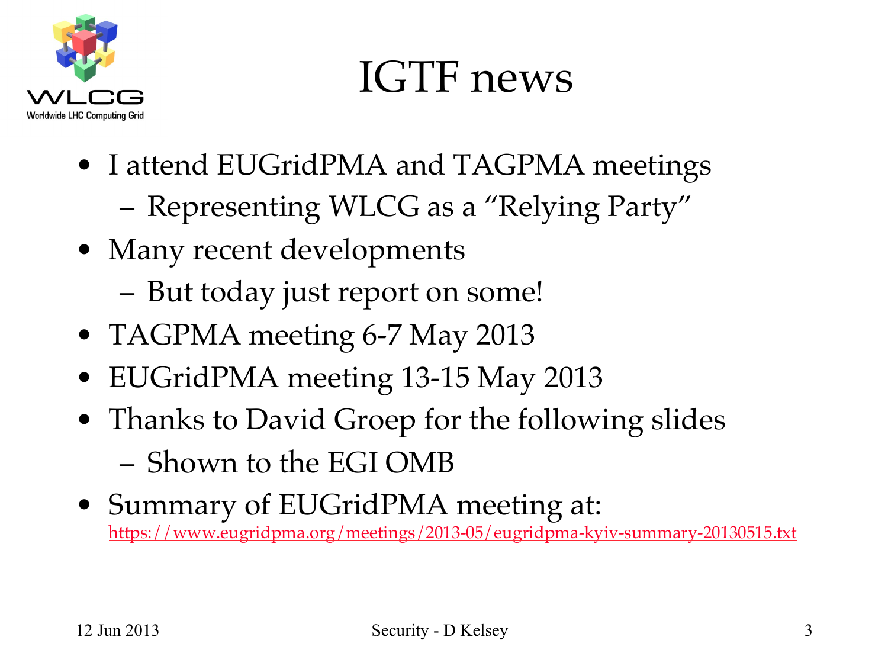# IGTF news

- I attend EUGridPMA and TAGPMA meetings
  - Representing WLCG as a "Relying Party"
- Many recent developments
  - But today just report on some!
- TAGPMA meeting 6-7 May 2013
- EUGridPMA meeting 13-15 May 2013
- Thanks to David Groep for the following slides
  - Shown to the EGI OMB
- Summary of EUGridPMA meeting at: https://www.eugridpma.org/meetings/2013-05/eugridpma-kyiv-summary-20130515.txt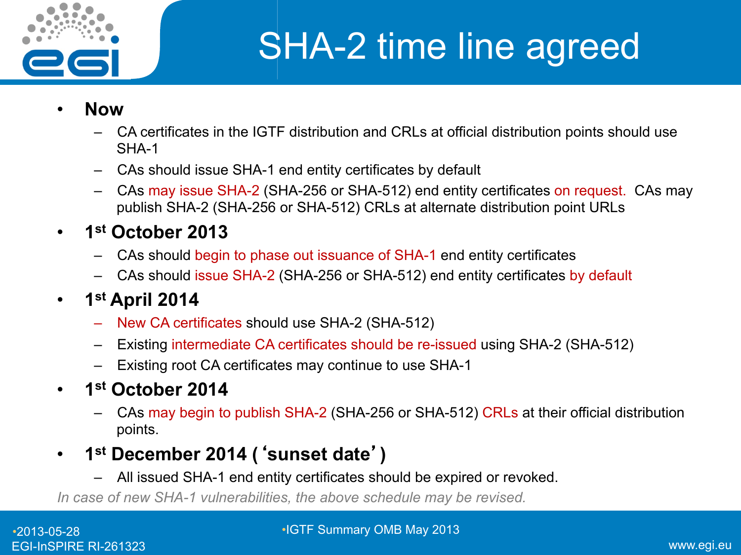# SHA-2 time line agreed

- **Now**
  - CA certificates in the IGTF distribution and CRLs at official distribution points should use SHA-1
  - CAs should issue SHA-1 end entity certificates by default
  - CAs may issue SHA-2 (SHA-256 or SHA-512) end entity certificates on request. CAs may publish SHA-2 (SHA-256 or SHA-512) CRLs at alternate distribution point URLs
- **1st October 2013**
  - CAs should begin to phase out issuance of SHA-1 end entity certificates
  - CAs should issue SHA-2 (SHA-256 or SHA-512) end entity certificates by default
- **1st April 2014**
  - New CA certificates should use SHA-2 (SHA-512)
  - Existing intermediate CA certificates should be re-issued using SHA-2 (SHA-512)
  - Existing root CA certificates may continue to use SHA-1
- **1st October 2014**
  - CAs may begin to publish SHA-2 (SHA-256 or SHA-512) CRLs at their official distribution points.
- **1st December 2014 ('sunset date')**
  - All issued SHA-1 end entity certificates should be expired or revoked.

*In case of new SHA-1 vulnerabilities, the above schedule may be revised.*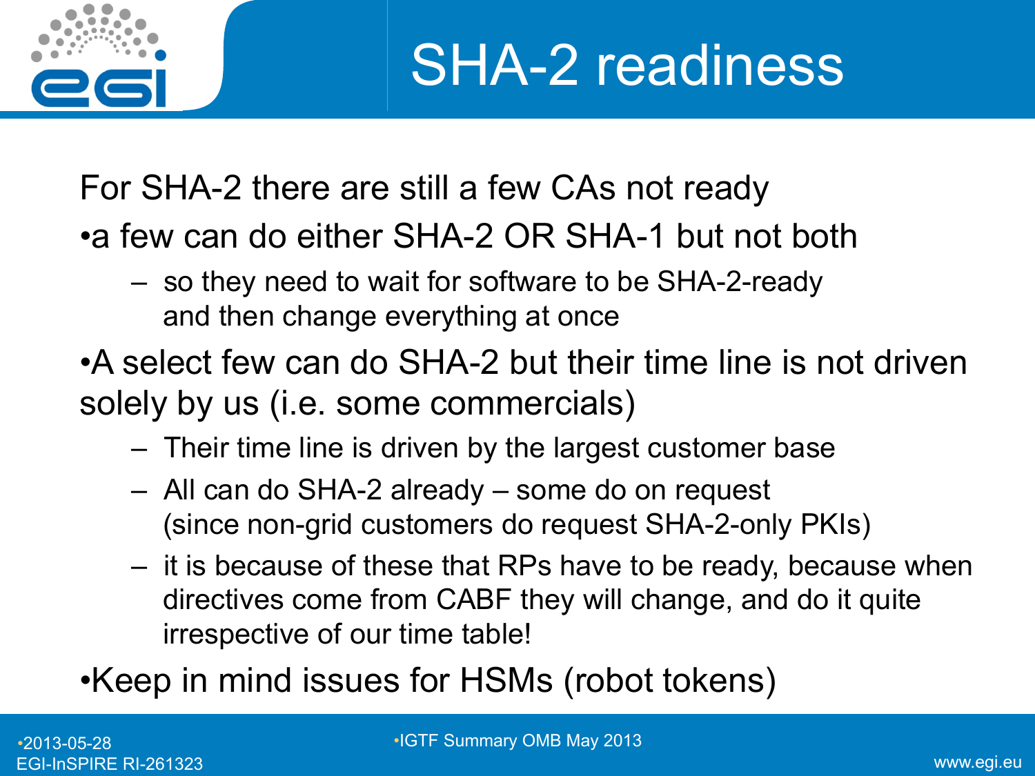# SHA-2 readiness

For SHA-2 there are still a few CAs not ready

- a few can do either SHA-2 OR SHA-1 but not both
  - so they need to wait for software to be SHA-2-ready and then change everything at once
- A select few can do SHA-2 but their time line is not driven solely by us (i.e. some commercials)
  - Their time line is driven by the largest customer base
  - All can do SHA-2 already – some do on request (since non-grid customers do request SHA-2-only PKIs)
  - it is because of these that RPs have to be ready, because when directives come from CABF they will change, and do it quite irrespective of our time table!
- Keep in mind issues for HSMs (robot tokens)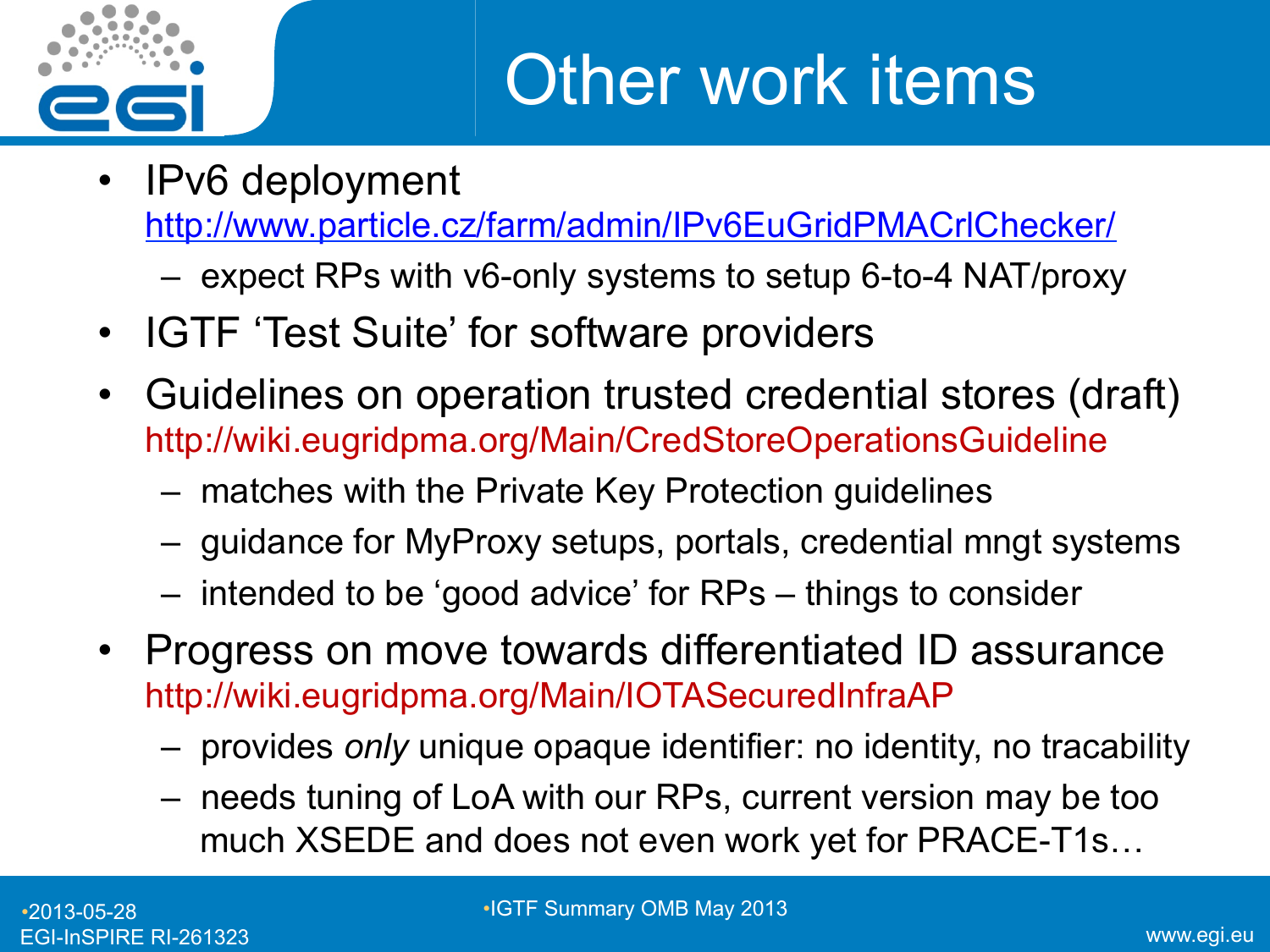# Other work items

- IPv6 deployment
  http://www.particle.cz/farm/admin/IPv6EuGridPMACrlChecker/
  - expect RPs with v6-only systems to setup 6-to-4 NAT/proxy
- IGTF 'Test Suite' for software providers
- Guidelines on operation trusted credential stores (draft)
  http://wiki.eugridpma.org/Main/CredStoreOperationsGuideline
  - matches with the Private Key Protection guidelines
  - guidance for MyProxy setups, portals, credential mngt systems
  - intended to be 'good advice' for RPs – things to consider
- Progress on move towards differentiated ID assurance
  http://wiki.eugridpma.org/Main/IOTASecuredInfraAP
  - provides *only* unique opaque identifier: no identity, no tracability
  - needs tuning of LoA with our RPs, current version may be too much XSEDE and does not even work yet for PRACE-T1s…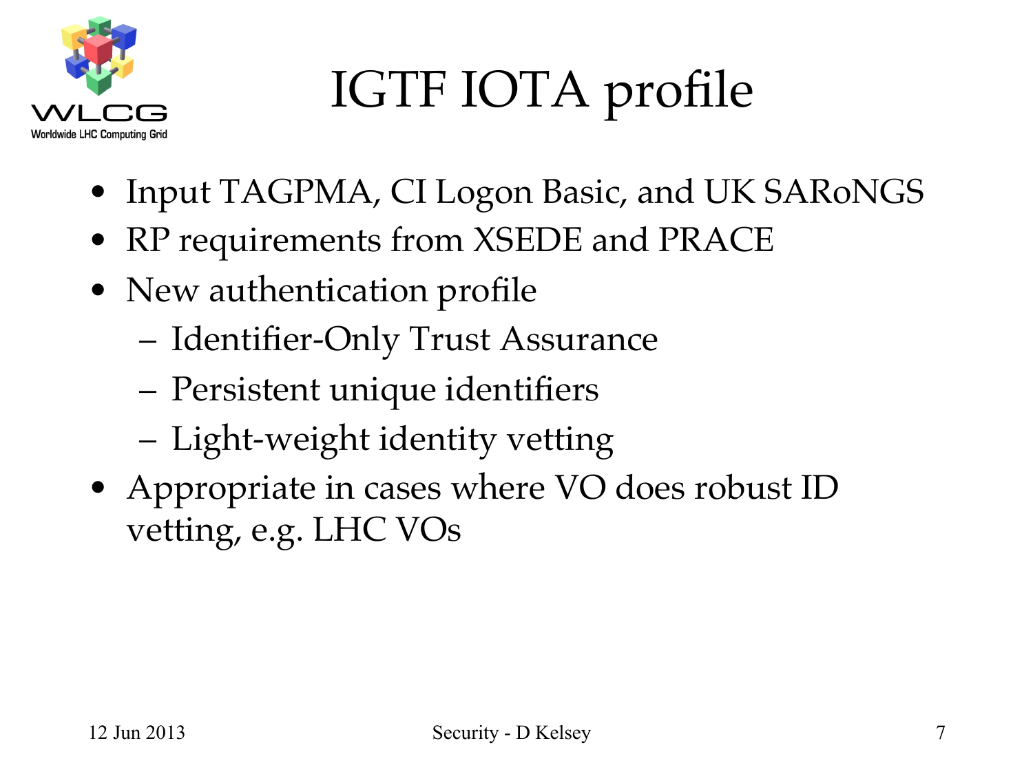# IGTF IOTA profile

- Input TAGPMA, CI Logon Basic, and UK SARoNGS
- RP requirements from XSEDE and PRACE
- New authentication profile
  - Identifier-Only Trust Assurance
  - Persistent unique identifiers
  - Light-weight identity vetting
- Appropriate in cases where VO does robust ID vetting, e.g. LHC VOs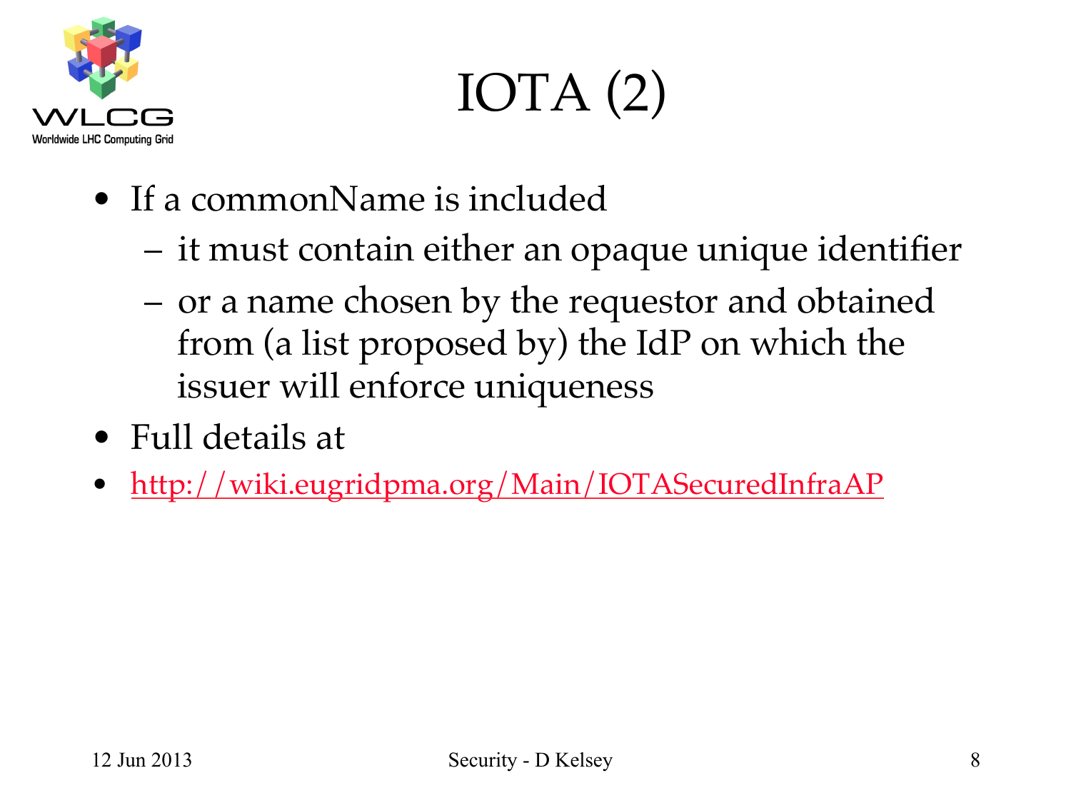# IOTA (2)

- If a commonName is included
  - it must contain either an opaque unique identifier
  - or a name chosen by the requestor and obtained from (a list proposed by) the IdP on which the issuer will enforce uniqueness
- Full details at
- http://wiki.eugridpma.org/Main/IOTASecuredInfraAP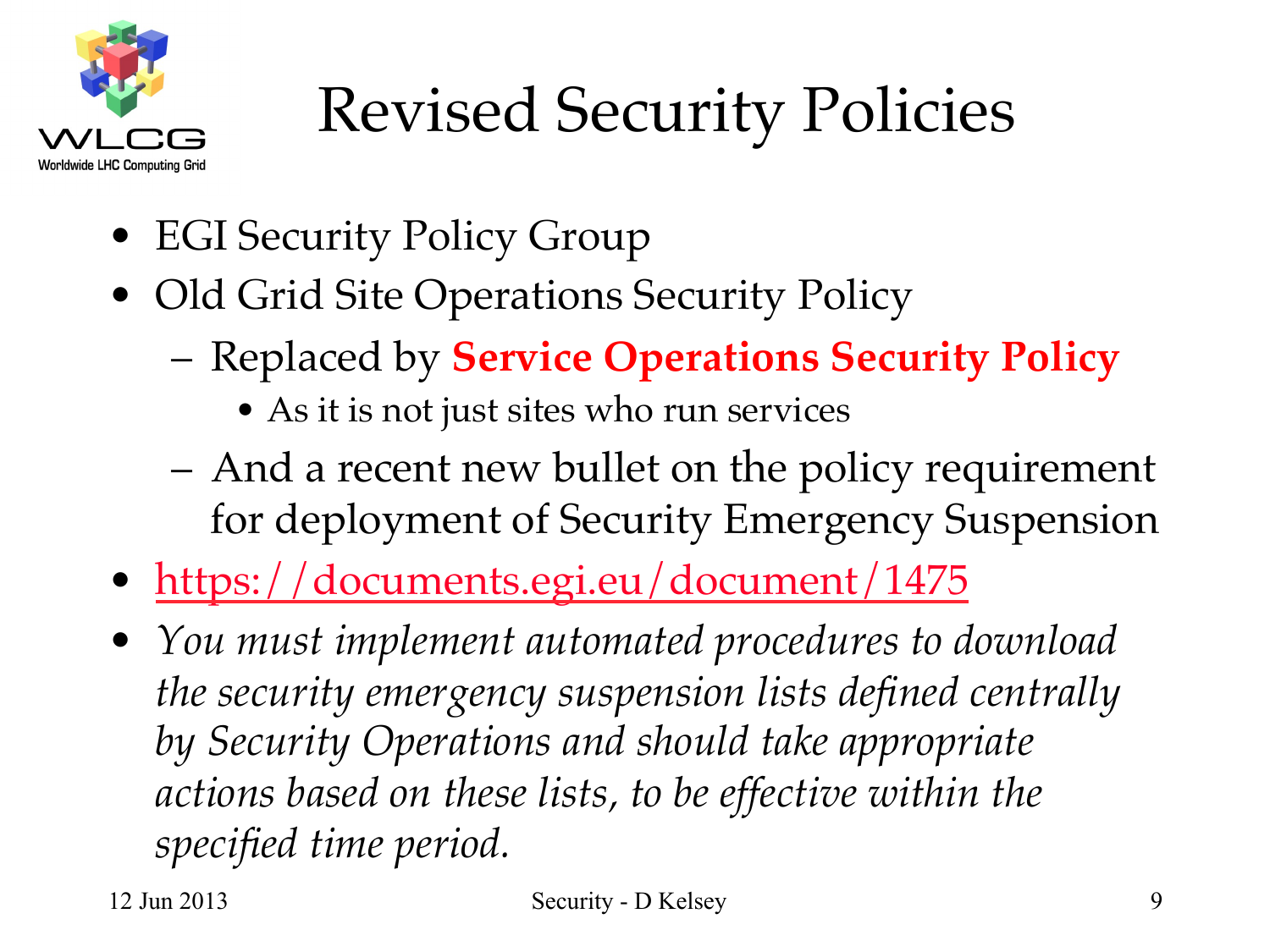# Revised Security Policies

- EGI Security Policy Group
- Old Grid Site Operations Security Policy
  - Replaced by **Service Operations Security Policy**
    - As it is not just sites who run services
  - And a recent new bullet on the policy requirement for deployment of Security Emergency Suspension
- https://documents.egi.eu/document/1475
- *You must implement automated procedures to download the security emergency suspension lists defined centrally by Security Operations and should take appropriate actions based on these lists, to be effective within the specified time period.*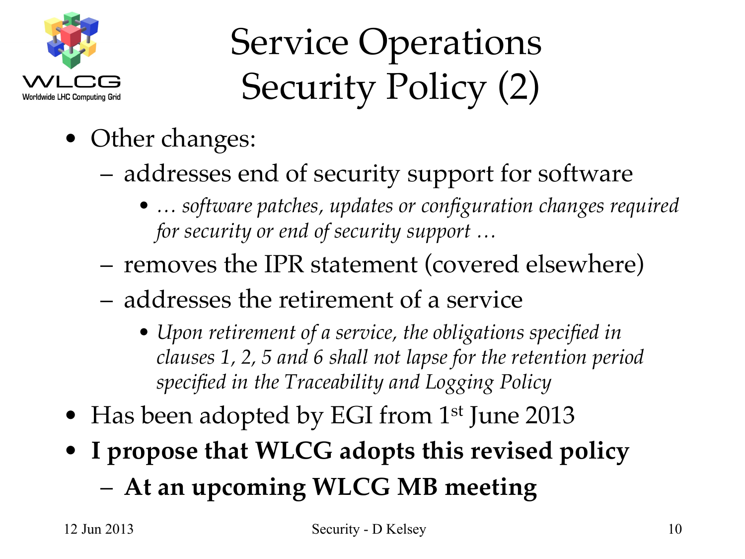# Service Operations Security Policy (2)

- Other changes:
  - addresses end of security support for software
    - *… software patches, updates or configuration changes required for security or end of security support …*
  - removes the IPR statement (covered elsewhere)
  - addresses the retirement of a service
    - *Upon retirement of a service, the obligations specified in clauses 1, 2, 5 and 6 shall not lapse for the retention period specified in the Traceability and Logging Policy*
- Has been adopted by EGI from 1st June 2013
- **I propose that WLCG adopts this revised policy**
  - **At an upcoming WLCG MB meeting**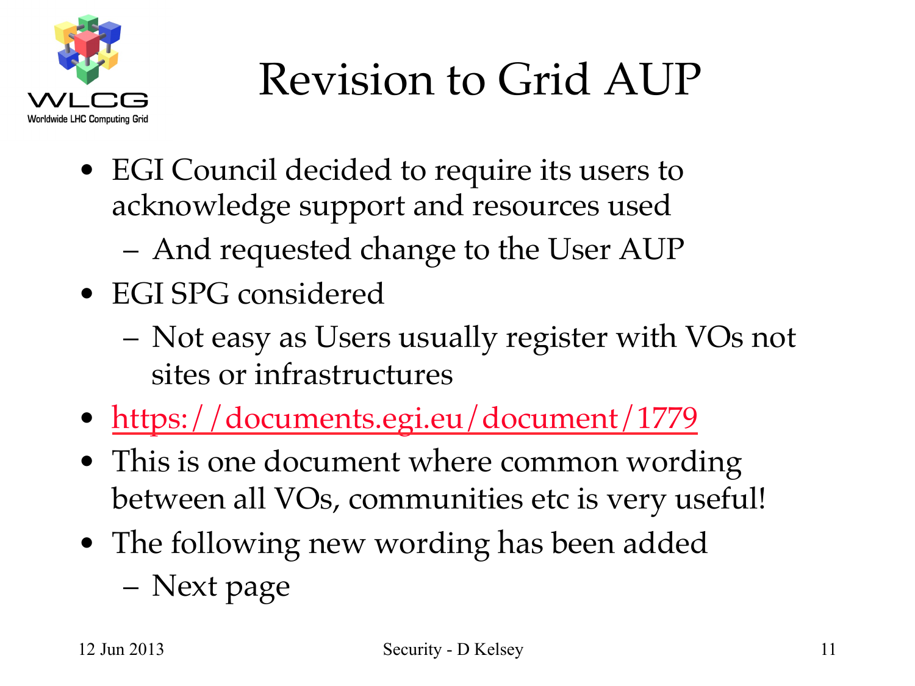# Revision to Grid AUP

- EGI Council decided to require its users to acknowledge support and resources used
  - And requested change to the User AUP
- EGI SPG considered
  - Not easy as Users usually register with VOs not sites or infrastructures
- https://documents.egi.eu/document/1779
- This is one document where common wording between all VOs, communities etc is very useful!
- The following new wording has been added
  - Next page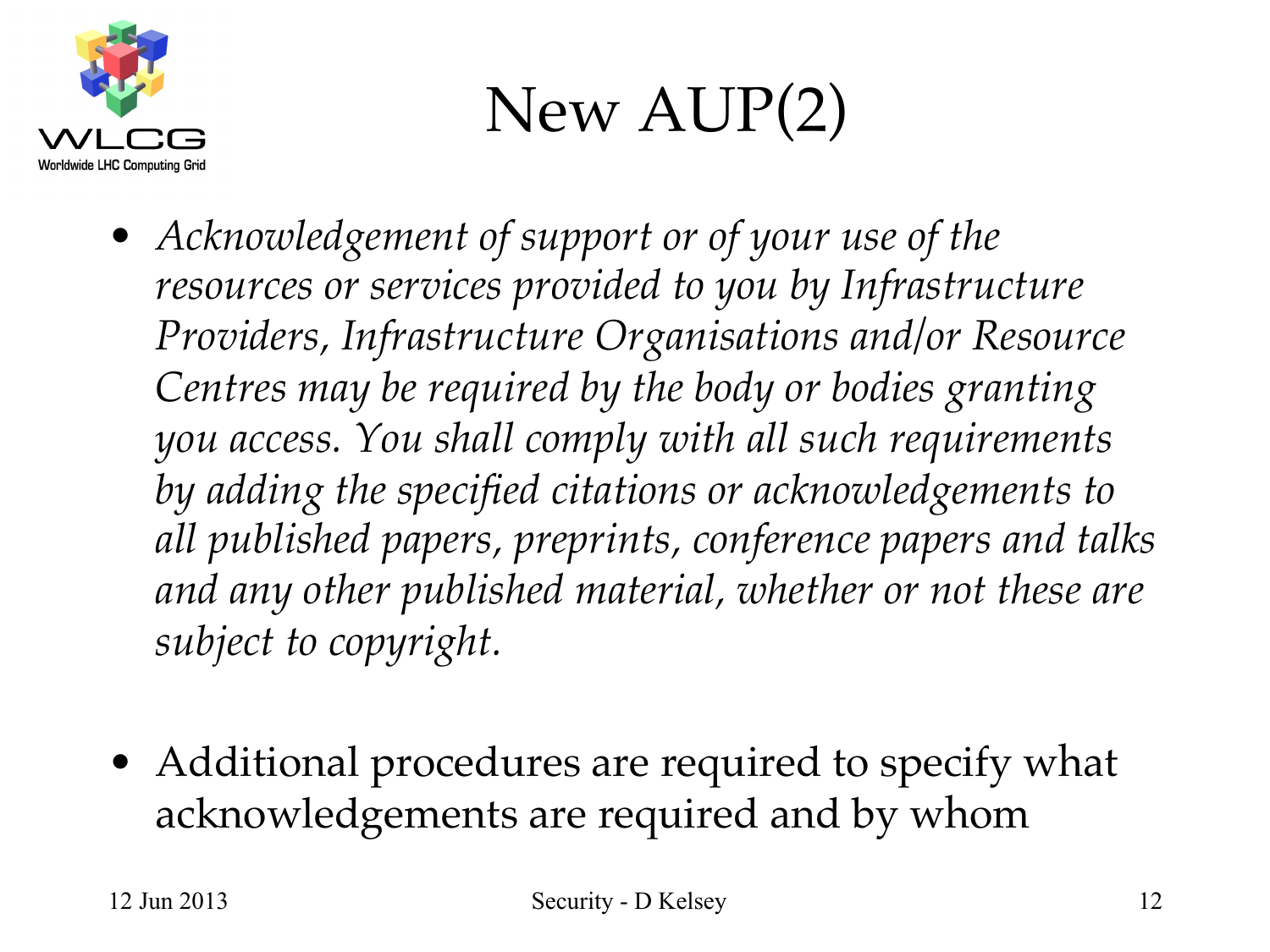# New AUP(2)

- *Acknowledgement of support or of your use of the resources or services provided to you by Infrastructure Providers, Infrastructure Organisations and/or Resource Centres may be required by the body or bodies granting you access. You shall comply with all such requirements by adding the specified citations or acknowledgements to all published papers, preprints, conference papers and talks and any other published material, whether or not these are subject to copyright.*

- Additional procedures are required to specify what acknowledgements are required and by whom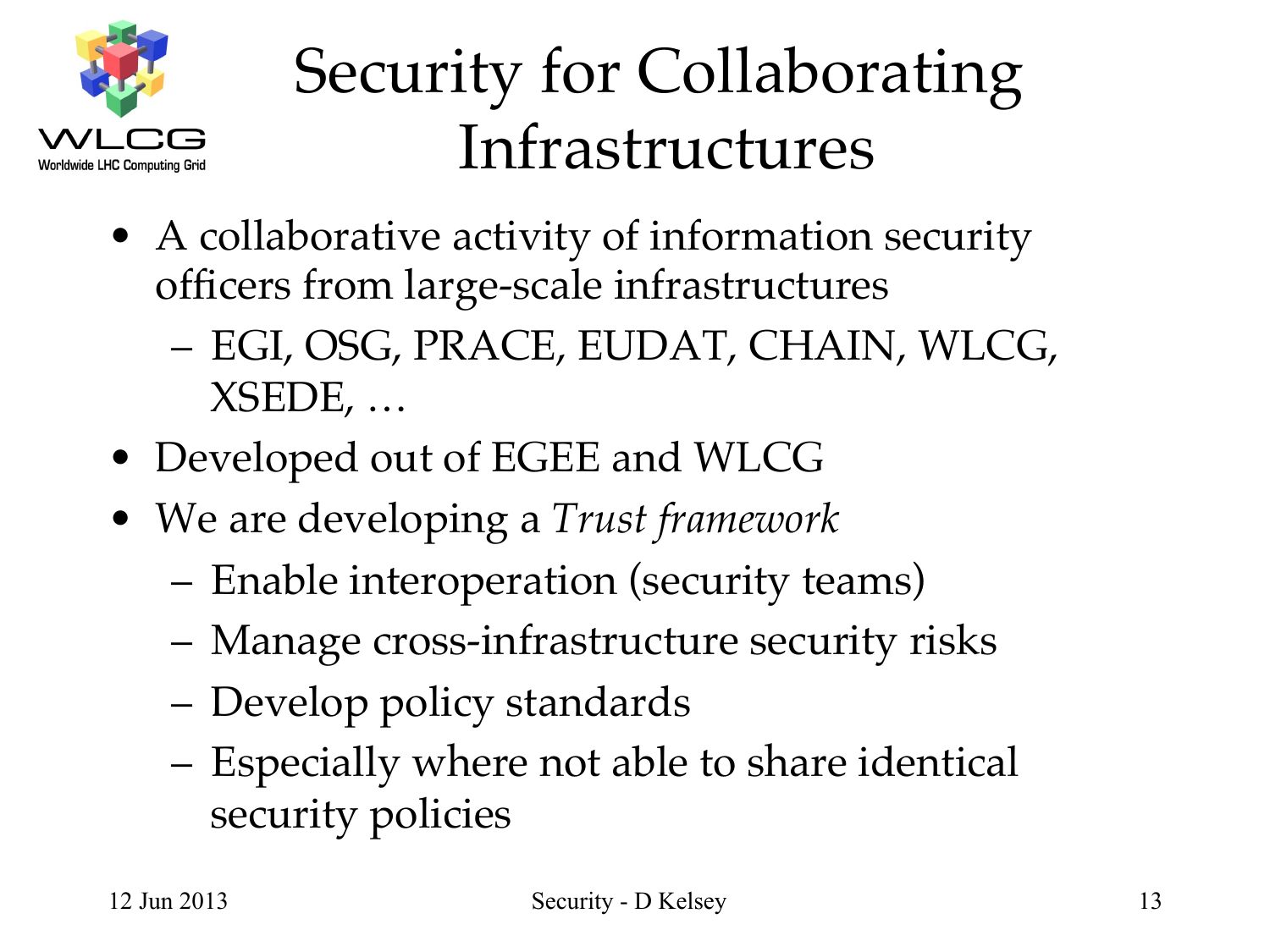# Security for Collaborating Infrastructures

- A collaborative activity of information security officers from large-scale infrastructures
  - EGI, OSG, PRACE, EUDAT, CHAIN, WLCG, XSEDE, …
- Developed out of EGEE and WLCG
- We are developing a *Trust framework*
  - Enable interoperation (security teams)
  - Manage cross-infrastructure security risks
  - Develop policy standards
  - Especially where not able to share identical security policies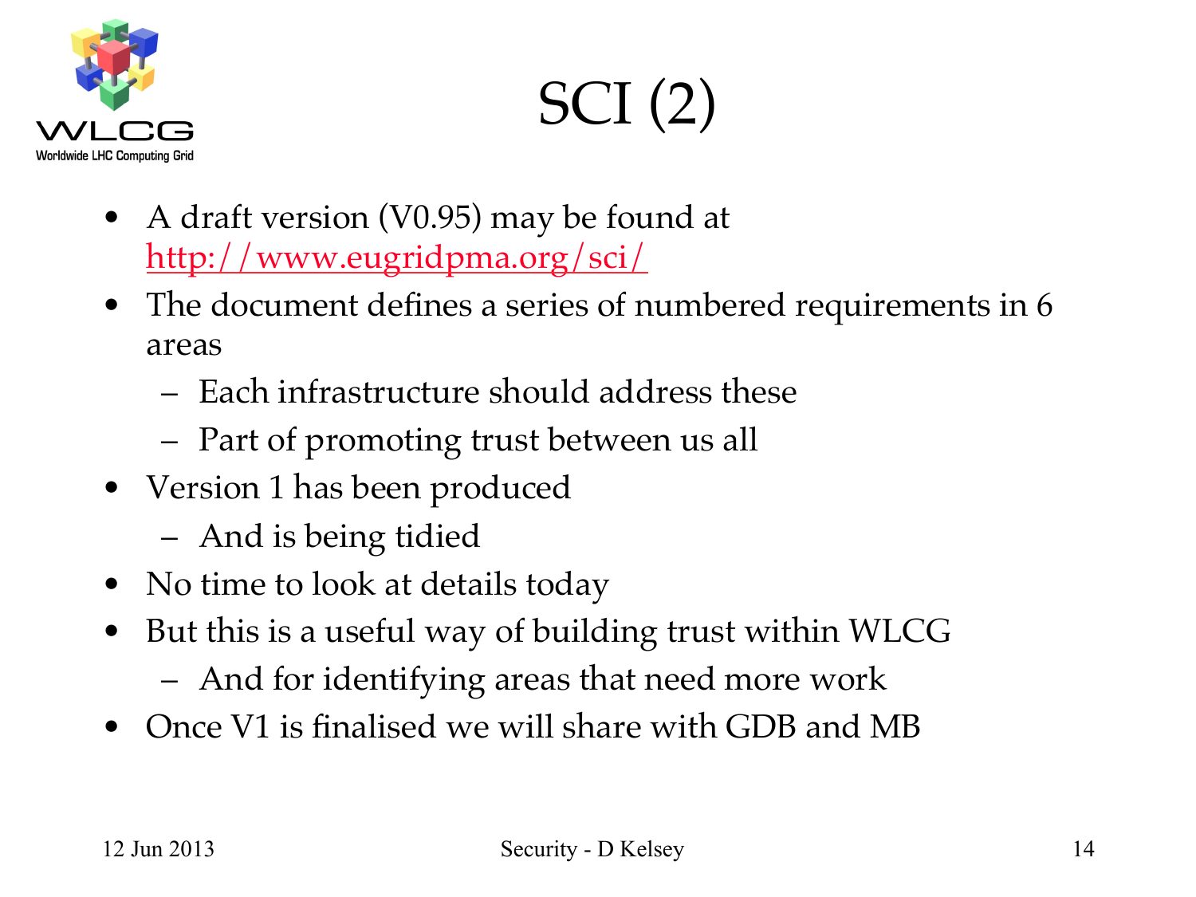# SCI (2)

- A draft version (V0.95) may be found at http://www.eugridpma.org/sci/
- The document defines a series of numbered requirements in 6 areas
  - Each infrastructure should address these
  - Part of promoting trust between us all
- Version 1 has been produced
  - And is being tidied
- No time to look at details today
- But this is a useful way of building trust within WLCG
  - And for identifying areas that need more work
- Once V1 is finalised we will share with GDB and MB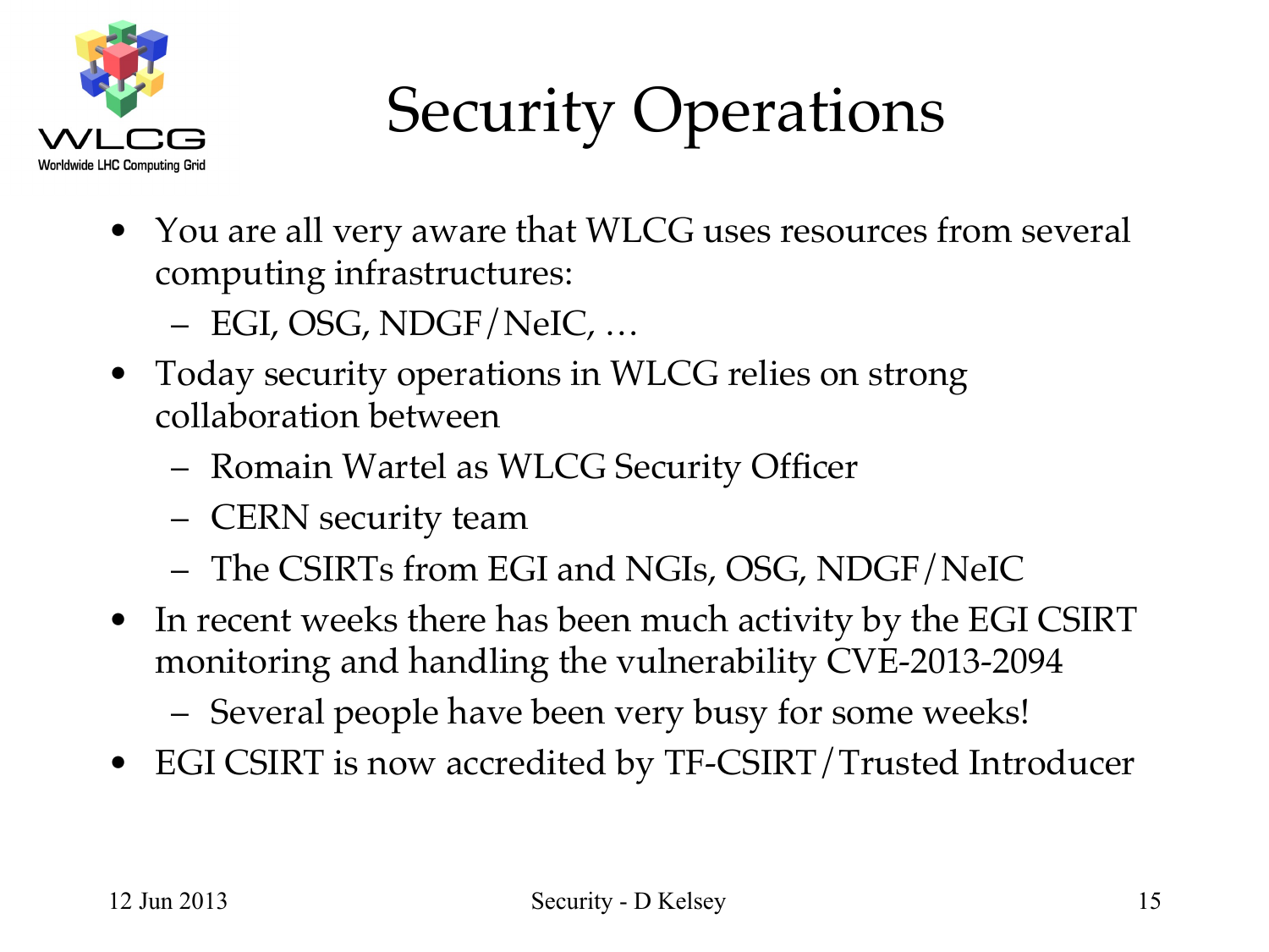# Security Operations

- You are all very aware that WLCG uses resources from several computing infrastructures:
  - EGI, OSG, NDGF/NeIC, …
- Today security operations in WLCG relies on strong collaboration between
  - Romain Wartel as WLCG Security Officer
  - CERN security team
  - The CSIRTs from EGI and NGIs, OSG, NDGF/NeIC
- In recent weeks there has been much activity by the EGI CSIRT monitoring and handling the vulnerability CVE-2013-2094
  - Several people have been very busy for some weeks!
- EGI CSIRT is now accredited by TF-CSIRT/Trusted Introducer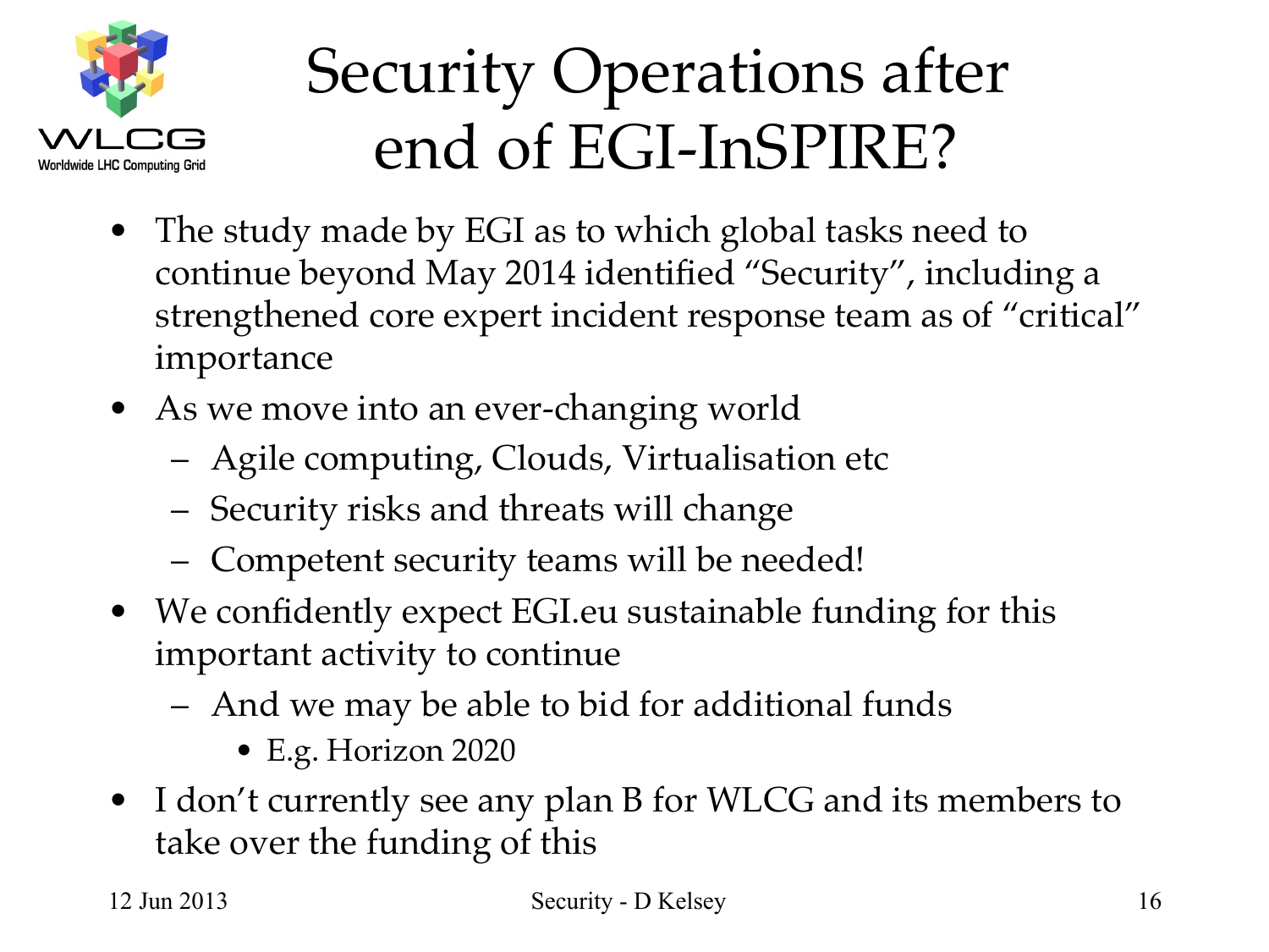# Security Operations after end of EGI-InSPIRE?

- The study made by EGI as to which global tasks need to continue beyond May 2014 identified “Security”, including a strengthened core expert incident response team as of “critical” importance
- As we move into an ever-changing world
  - Agile computing, Clouds, Virtualisation etc
  - Security risks and threats will change
  - Competent security teams will be needed!
- We confidently expect EGI.eu sustainable funding for this important activity to continue
  - And we may be able to bid for additional funds
    - E.g. Horizon 2020
- I don’t currently see any plan B for WLCG and its members to take over the funding of this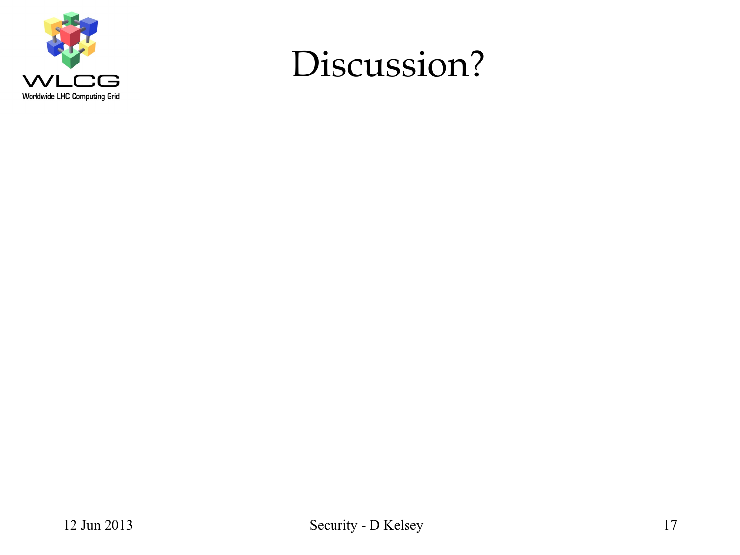# Discussion?